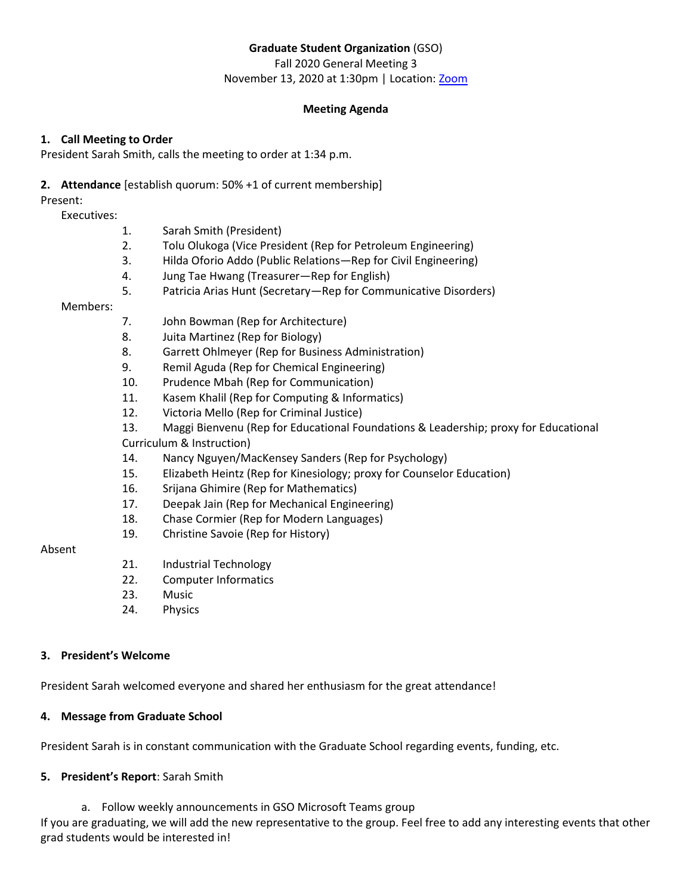**Graduate Student Organization** (GSO)

Fall 2020 General Meeting 3

November 13, 2020 at 1:30pm | Location: Zoom

**Meeting Agenda**

**1. Call Meeting to Order**

President Sarah Smith, calls the meeting to order at 1:34 p.m.

**2. Attendance** [establish quorum: 50% +1 of current membership]

Present:

Executives:

1. Sarah Smith (President)
2. Tolu Olukoga (Vice President (Rep for Petroleum Engineering)
3. Hilda Oforio Addo (Public Relations—Rep for Civil Engineering)
4. Jung Tae Hwang (Treasurer—Rep for English)
5. Patricia Arias Hunt (Secretary—Rep for Communicative Disorders)

Members:

7. John Bowman (Rep for Architecture)
8. Juita Martinez (Rep for Biology)
8. Garrett Ohlmeyer (Rep for Business Administration)
9. Remil Aguda (Rep for Chemical Engineering)
10. Prudence Mbah (Rep for Communication)
11. Kasem Khalil (Rep for Computing & Informatics)
12. Victoria Mello (Rep for Criminal Justice)
13. Maggi Bienvenu (Rep for Educational Foundations & Leadership; proxy for Educational Curriculum & Instruction)
14. Nancy Nguyen/MacKensey Sanders (Rep for Psychology)
15. Elizabeth Heintz (Rep for Kinesiology; proxy for Counselor Education)
16. Srijana Ghimire (Rep for Mathematics)
17. Deepak Jain (Rep for Mechanical Engineering)
18. Chase Cormier (Rep for Modern Languages)
19. Christine Savoie (Rep for History)

Absent

21. Industrial Technology
22. Computer Informatics
23. Music
24. Physics

**3. President's Welcome**

President Sarah welcomed everyone and shared her enthusiasm for the great attendance!

**4. Message from Graduate School**

President Sarah is in constant communication with the Graduate School regarding events, funding, etc.

**5. President's Report**: Sarah Smith

a. Follow weekly announcements in GSO Microsoft Teams group

If you are graduating, we will add the new representative to the group. Feel free to add any interesting events that other grad students would be interested in!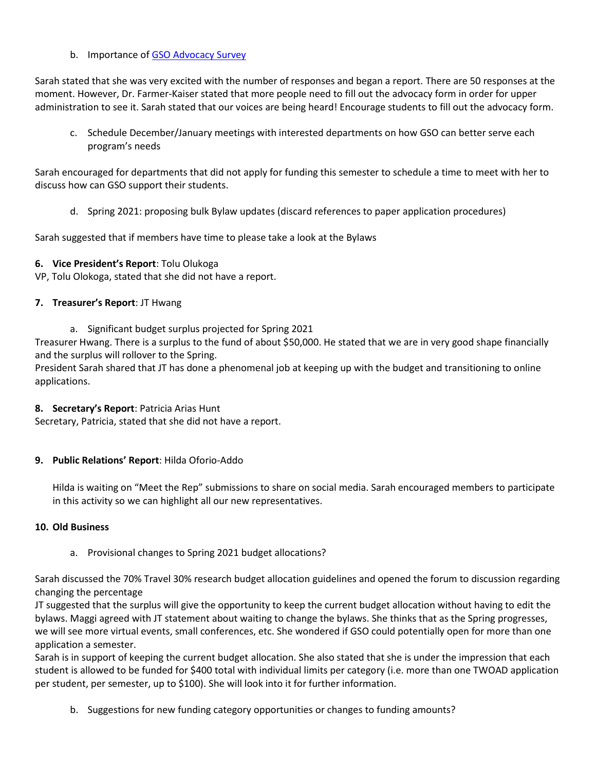b. Importance of [GSO Advocacy Survey]

Sarah stated that she was very excited with the number of responses and began a report. There are 50 responses at the moment. However, Dr. Farmer-Kaiser stated that more people need to fill out the advocacy form in order for upper administration to see it. Sarah stated that our voices are being heard! Encourage students to fill out the advocacy form.

c. Schedule December/January meetings with interested departments on how GSO can better serve each program's needs

Sarah encouraged for departments that did not apply for funding this semester to schedule a time to meet with her to discuss how can GSO support their students.

d. Spring 2021: proposing bulk Bylaw updates (discard references to paper application procedures)

Sarah suggested that if members have time to please take a look at the Bylaws

**6. Vice President's Report**: Tolu Olukoga

VP, Tolu Olokoga, stated that she did not have a report.

**7. Treasurer's Report**: JT Hwang

a. Significant budget surplus projected for Spring 2021

Treasurer Hwang. There is a surplus to the fund of about $50,000. He stated that we are in very good shape financially and the surplus will rollover to the Spring.

President Sarah shared that JT has done a phenomenal job at keeping up with the budget and transitioning to online applications.

**8. Secretary's Report**: Patricia Arias Hunt

Secretary, Patricia, stated that she did not have a report.

**9. Public Relations' Report**: Hilda Oforio-Addo

Hilda is waiting on "Meet the Rep" submissions to share on social media. Sarah encouraged members to participate in this activity so we can highlight all our new representatives.

**10. Old Business**

a. Provisional changes to Spring 2021 budget allocations?

Sarah discussed the 70% Travel 30% research budget allocation guidelines and opened the forum to discussion regarding changing the percentage

JT suggested that the surplus will give the opportunity to keep the current budget allocation without having to edit the bylaws. Maggi agreed with JT statement about waiting to change the bylaws. She thinks that as the Spring progresses, we will see more virtual events, small conferences, etc. She wondered if GSO could potentially open for more than one application a semester.

Sarah is in support of keeping the current budget allocation. She also stated that she is under the impression that each student is allowed to be funded for $400 total with individual limits per category (i.e. more than one TWOAD application per student, per semester, up to $100). She will look into it for further information.

b. Suggestions for new funding category opportunities or changes to funding amounts?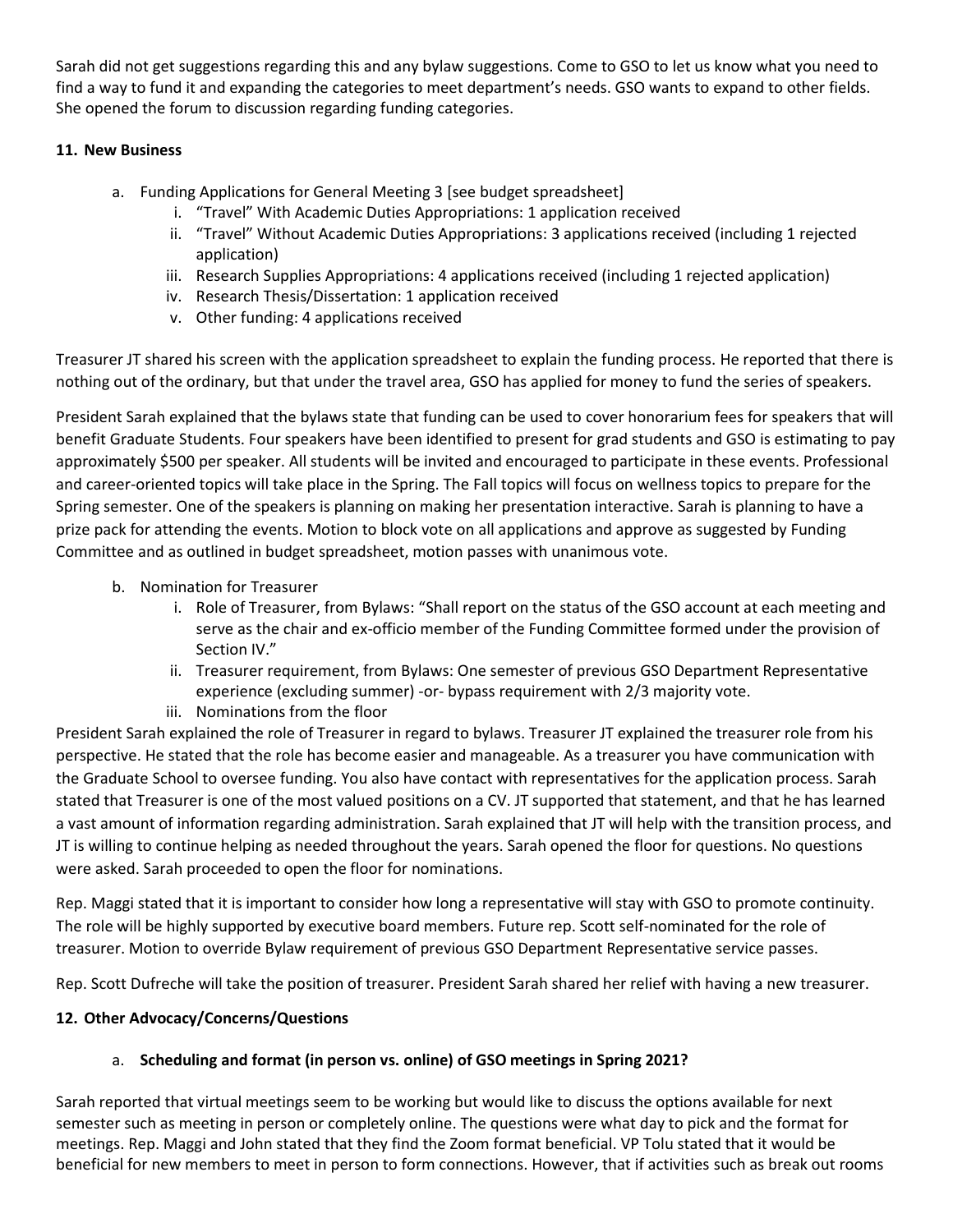Sarah did not get suggestions regarding this and any bylaw suggestions. Come to GSO to let us know what you need to find a way to fund it and expanding the categories to meet department's needs. GSO wants to expand to other fields. She opened the forum to discussion regarding funding categories.

## 11. New Business

a. Funding Applications for General Meeting 3 [see budget spreadsheet]
   i. "Travel" With Academic Duties Appropriations: 1 application received
   ii. "Travel" Without Academic Duties Appropriations: 3 applications received (including 1 rejected application)
   iii. Research Supplies Appropriations: 4 applications received (including 1 rejected application)
   iv. Research Thesis/Dissertation: 1 application received
   v. Other funding: 4 applications received

Treasurer JT shared his screen with the application spreadsheet to explain the funding process. He reported that there is nothing out of the ordinary, but that under the travel area, GSO has applied for money to fund the series of speakers.

President Sarah explained that the bylaws state that funding can be used to cover honorarium fees for speakers that will benefit Graduate Students. Four speakers have been identified to present for grad students and GSO is estimating to pay approximately $500 per speaker. All students will be invited and encouraged to participate in these events. Professional and career-oriented topics will take place in the Spring. The Fall topics will focus on wellness topics to prepare for the Spring semester. One of the speakers is planning on making her presentation interactive. Sarah is planning to have a prize pack for attending the events. Motion to block vote on all applications and approve as suggested by Funding Committee and as outlined in budget spreadsheet, motion passes with unanimous vote.

b. Nomination for Treasurer
   i. Role of Treasurer, from Bylaws: "Shall report on the status of the GSO account at each meeting and serve as the chair and ex-officio member of the Funding Committee formed under the provision of Section IV."
   ii. Treasurer requirement, from Bylaws: One semester of previous GSO Department Representative experience (excluding summer) -or- bypass requirement with 2/3 majority vote.
   iii. Nominations from the floor

President Sarah explained the role of Treasurer in regard to bylaws. Treasurer JT explained the treasurer role from his perspective. He stated that the role has become easier and manageable. As a treasurer you have communication with the Graduate School to oversee funding. You also have contact with representatives for the application process. Sarah stated that Treasurer is one of the most valued positions on a CV. JT supported that statement, and that he has learned a vast amount of information regarding administration. Sarah explained that JT will help with the transition process, and JT is willing to continue helping as needed throughout the years. Sarah opened the floor for questions. No questions were asked. Sarah proceeded to open the floor for nominations.

Rep. Maggi stated that it is important to consider how long a representative will stay with GSO to promote continuity. The role will be highly supported by executive board members. Future rep. Scott self-nominated for the role of treasurer. Motion to override Bylaw requirement of previous GSO Department Representative service passes.

Rep. Scott Dufreche will take the position of treasurer. President Sarah shared her relief with having a new treasurer.

## 12. Other Advocacy/Concerns/Questions

a. **Scheduling and format (in person vs. online) of GSO meetings in Spring 2021?**

Sarah reported that virtual meetings seem to be working but would like to discuss the options available for next semester such as meeting in person or completely online. The questions were what day to pick and the format for meetings. Rep. Maggi and John stated that they find the Zoom format beneficial. VP Tolu stated that it would be beneficial for new members to meet in person to form connections. However, that if activities such as break out rooms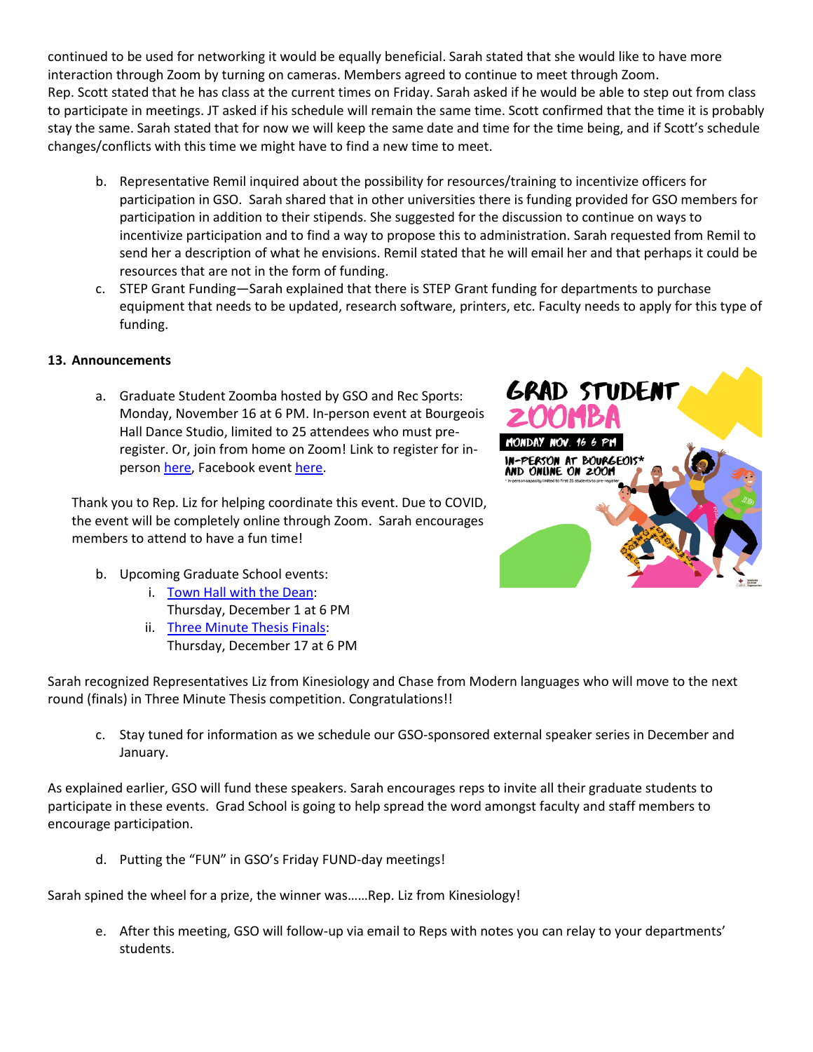continued to be used for networking it would be equally beneficial. Sarah stated that she would like to have more interaction through Zoom by turning on cameras. Members agreed to continue to meet through Zoom.
Rep. Scott stated that he has class at the current times on Friday. Sarah asked if he would be able to step out from class to participate in meetings. JT asked if his schedule will remain the same time. Scott confirmed that the time it is probably stay the same. Sarah stated that for now we will keep the same date and time for the time being, and if Scott's schedule changes/conflicts with this time we might have to find a new time to meet.

b. Representative Remil inquired about the possibility for resources/training to incentivize officers for participation in GSO. Sarah shared that in other universities there is funding provided for GSO members for participation in addition to their stipends. She suggested for the discussion to continue on ways to incentivize participation and to find a way to propose this to administration. Sarah requested from Remil to send her a description of what he envisions. Remil stated that he will email her and that perhaps it could be resources that are not in the form of funding.

c. STEP Grant Funding—Sarah explained that there is STEP Grant funding for departments to purchase equipment that needs to be updated, research software, printers, etc. Faculty needs to apply for this type of funding.

**13. Announcements**

a. Graduate Student Zoomba hosted by GSO and Rec Sports: Monday, November 16 at 6 PM. In-person event at Bourgeois Hall Dance Studio, limited to 25 attendees who must pre-register. Or, join from home on Zoom! Link to register for in-person here, Facebook event here.

Thank you to Rep. Liz for helping coordinate this event. Due to COVID, the event will be completely online through Zoom. Sarah encourages members to attend to have a fun time!

b. Upcoming Graduate School events:
   i. Town Hall with the Dean:
   Thursday, December 1 at 6 PM
   ii. Three Minute Thesis Finals:
   Thursday, December 17 at 6 PM

Sarah recognized Representatives Liz from Kinesiology and Chase from Modern languages who will move to the next round (finals) in Three Minute Thesis competition. Congratulations!!

c. Stay tuned for information as we schedule our GSO-sponsored external speaker series in December and January.

As explained earlier, GSO will fund these speakers. Sarah encourages reps to invite all their graduate students to participate in these events. Grad School is going to help spread the word amongst faculty and staff members to encourage participation.

d. Putting the "FUN" in GSO's Friday FUND-day meetings!

Sarah spined the wheel for a prize, the winner was……Rep. Liz from Kinesiology!

e. After this meeting, GSO will follow-up via email to Reps with notes you can relay to your departments' students.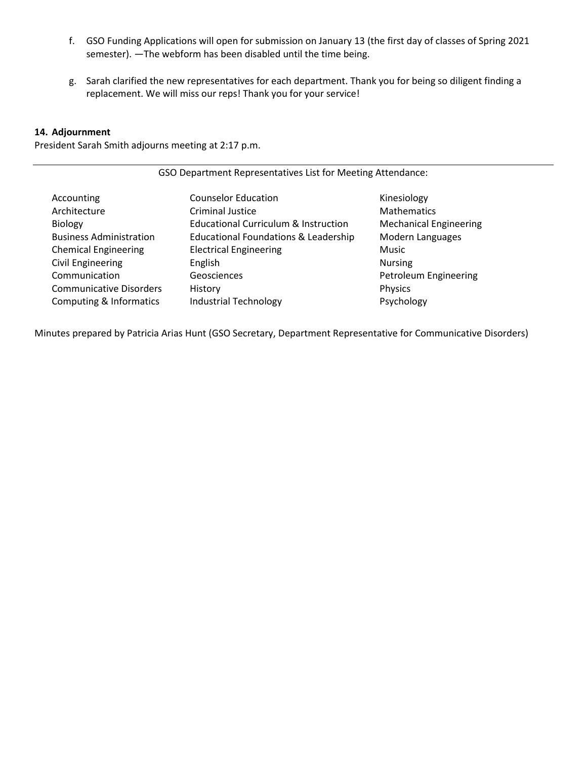f. GSO Funding Applications will open for submission on January 13 (the first day of classes of Spring 2021 semester). —The webform has been disabled until the time being.

g. Sarah clarified the new representatives for each department. Thank you for being so diligent finding a replacement. We will miss our reps! Thank you for your service!

**14. Adjournment**

President Sarah Smith adjourns meeting at 2:17 p.m.

---

GSO Department Representatives List for Meeting Attendance:

| | | |
|---|---|---|
| Accounting | Counselor Education | Kinesiology |
| Architecture | Criminal Justice | Mathematics |
| Biology | Educational Curriculum & Instruction | Mechanical Engineering |
| Business Administration | Educational Foundations & Leadership | Modern Languages |
| Chemical Engineering | Electrical Engineering | Music |
| Civil Engineering | English | Nursing |
| Communication | Geosciences | Petroleum Engineering |
| Communicative Disorders | History | Physics |
| Computing & Informatics | Industrial Technology | Psychology |

Minutes prepared by Patricia Arias Hunt (GSO Secretary, Department Representative for Communicative Disorders)